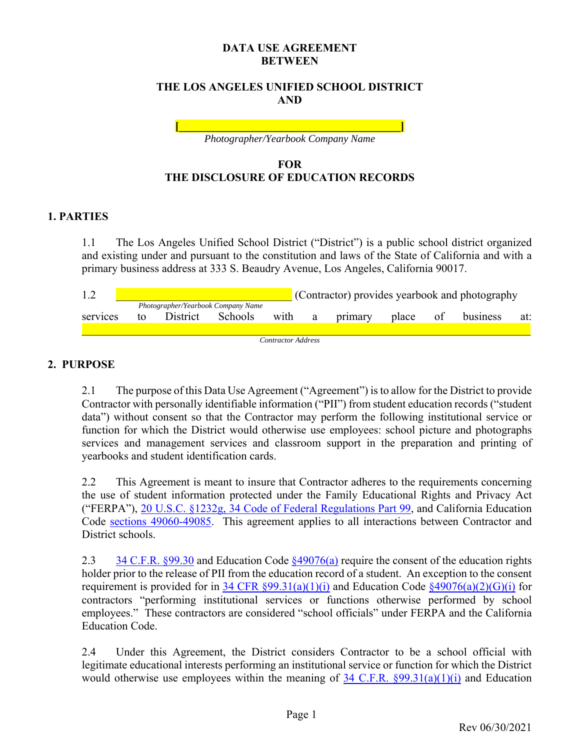**DATA USE AGREEMENT**
**BETWEEN**

**THE LOS ANGELES UNIFIED SCHOOL DISTRICT**
**AND**

**[________________________________________]**
*Photographer/Yearbook Company Name*

**FOR**
**THE DISCLOSURE OF EDUCATION RECORDS**

## 1. PARTIES

1.1 The Los Angeles Unified School District ("District") is a public school district organized and existing under and pursuant to the constitution and laws of the State of California and with a primary business address at 333 S. Beaudry Avenue, Los Angeles, California 90017.

1.2 ________________________________ (Contractor) provides yearbook and photography services to District Schools with a primary place of business at: ________________________________

*Photographer/Yearbook Company Name* / *Contractor Address*

## 2. PURPOSE

2.1 The purpose of this Data Use Agreement ("Agreement") is to allow for the District to provide Contractor with personally identifiable information ("PII") from student education records ("student data") without consent so that the Contractor may perform the following institutional service or function for which the District would otherwise use employees: school picture and photographs services and management services and classroom support in the preparation and printing of yearbooks and student identification cards.

2.2 This Agreement is meant to insure that Contractor adheres to the requirements concerning the use of student information protected under the Family Educational Rights and Privacy Act ("FERPA"), 20 U.S.C. §1232g, 34 Code of Federal Regulations Part 99, and California Education Code sections 49060-49085. This agreement applies to all interactions between Contractor and District schools.

2.3 34 C.F.R. §99.30 and Education Code §49076(a) require the consent of the education rights holder prior to the release of PII from the education record of a student. An exception to the consent requirement is provided for in 34 CFR §99.31(a)(1)(i) and Education Code §49076(a)(2)(G)(i) for contractors "performing institutional services or functions otherwise performed by school employees." These contractors are considered "school officials" under FERPA and the California Education Code.

2.4 Under this Agreement, the District considers Contractor to be a school official with legitimate educational interests performing an institutional service or function for which the District would otherwise use employees within the meaning of 34 C.F.R. §99.31(a)(1)(i) and Education

Rev 06/30/2021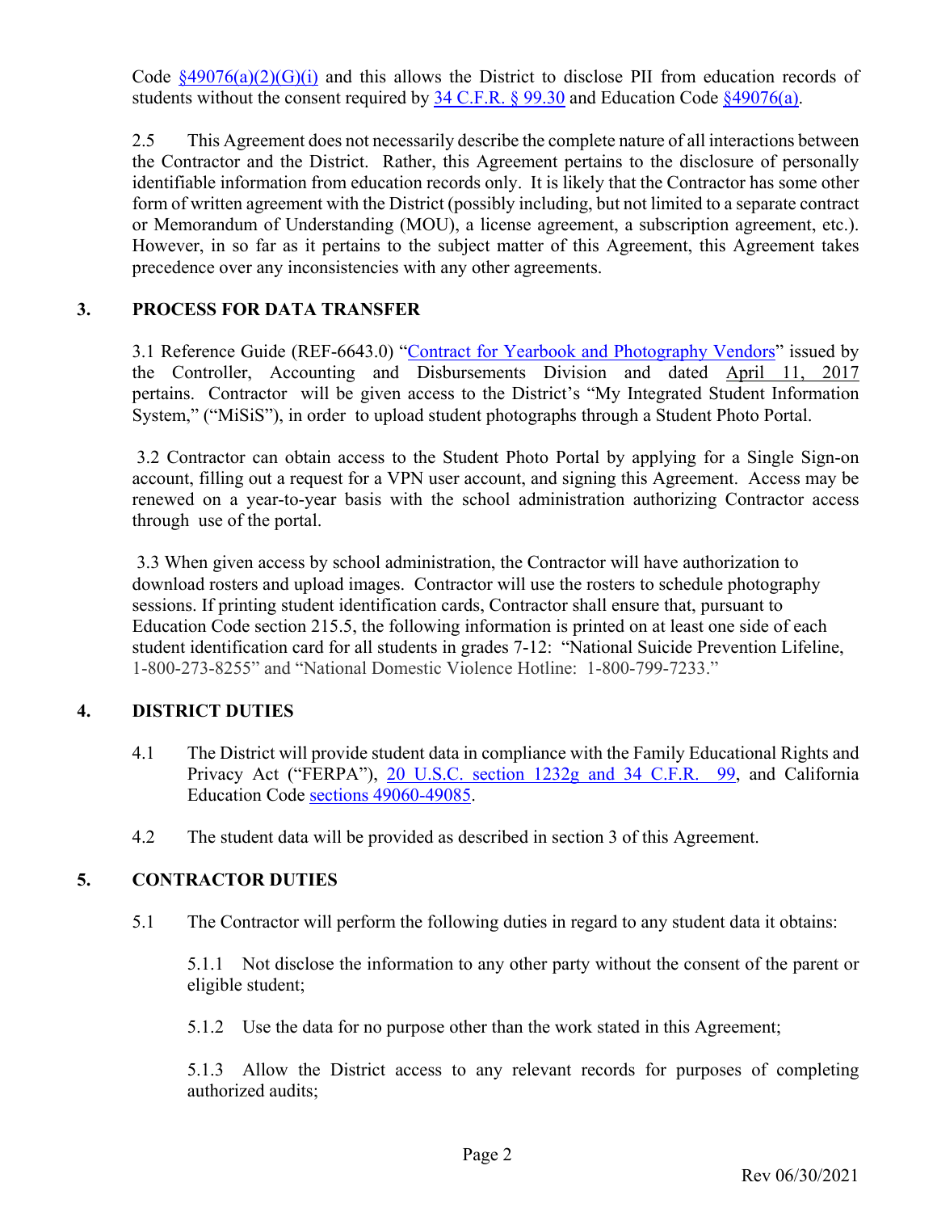Code §49076(a)(2)(G)(i) and this allows the District to disclose PII from education records of students without the consent required by 34 C.F.R. § 99.30 and Education Code §49076(a).

2.5 This Agreement does not necessarily describe the complete nature of all interactions between the Contractor and the District. Rather, this Agreement pertains to the disclosure of personally identifiable information from education records only. It is likely that the Contractor has some other form of written agreement with the District (possibly including, but not limited to a separate contract or Memorandum of Understanding (MOU), a license agreement, a subscription agreement, etc.). However, in so far as it pertains to the subject matter of this Agreement, this Agreement takes precedence over any inconsistencies with any other agreements.

## 3. PROCESS FOR DATA TRANSFER

3.1 Reference Guide (REF-6643.0) "Contract for Yearbook and Photography Vendors" issued by the Controller, Accounting and Disbursements Division and dated April 11, 2017 pertains. Contractor will be given access to the District's "My Integrated Student Information System," ("MiSiS"), in order to upload student photographs through a Student Photo Portal.

3.2 Contractor can obtain access to the Student Photo Portal by applying for a Single Sign-on account, filling out a request for a VPN user account, and signing this Agreement. Access may be renewed on a year-to-year basis with the school administration authorizing Contractor access through use of the portal.

3.3 When given access by school administration, the Contractor will have authorization to download rosters and upload images. Contractor will use the rosters to schedule photography sessions. If printing student identification cards, Contractor shall ensure that, pursuant to Education Code section 215.5, the following information is printed on at least one side of each student identification card for all students in grades 7-12: "National Suicide Prevention Lifeline, 1-800-273-8255" and "National Domestic Violence Hotline: 1-800-799-7233."

## 4. DISTRICT DUTIES

4.1 The District will provide student data in compliance with the Family Educational Rights and Privacy Act ("FERPA"), 20 U.S.C. section 1232g and 34 C.F.R. 99, and California Education Code sections 49060-49085.

4.2 The student data will be provided as described in section 3 of this Agreement.

## 5. CONTRACTOR DUTIES

5.1 The Contractor will perform the following duties in regard to any student data it obtains:

5.1.1 Not disclose the information to any other party without the consent of the parent or eligible student;

5.1.2 Use the data for no purpose other than the work stated in this Agreement;

5.1.3 Allow the District access to any relevant records for purposes of completing authorized audits;

Rev 06/30/2021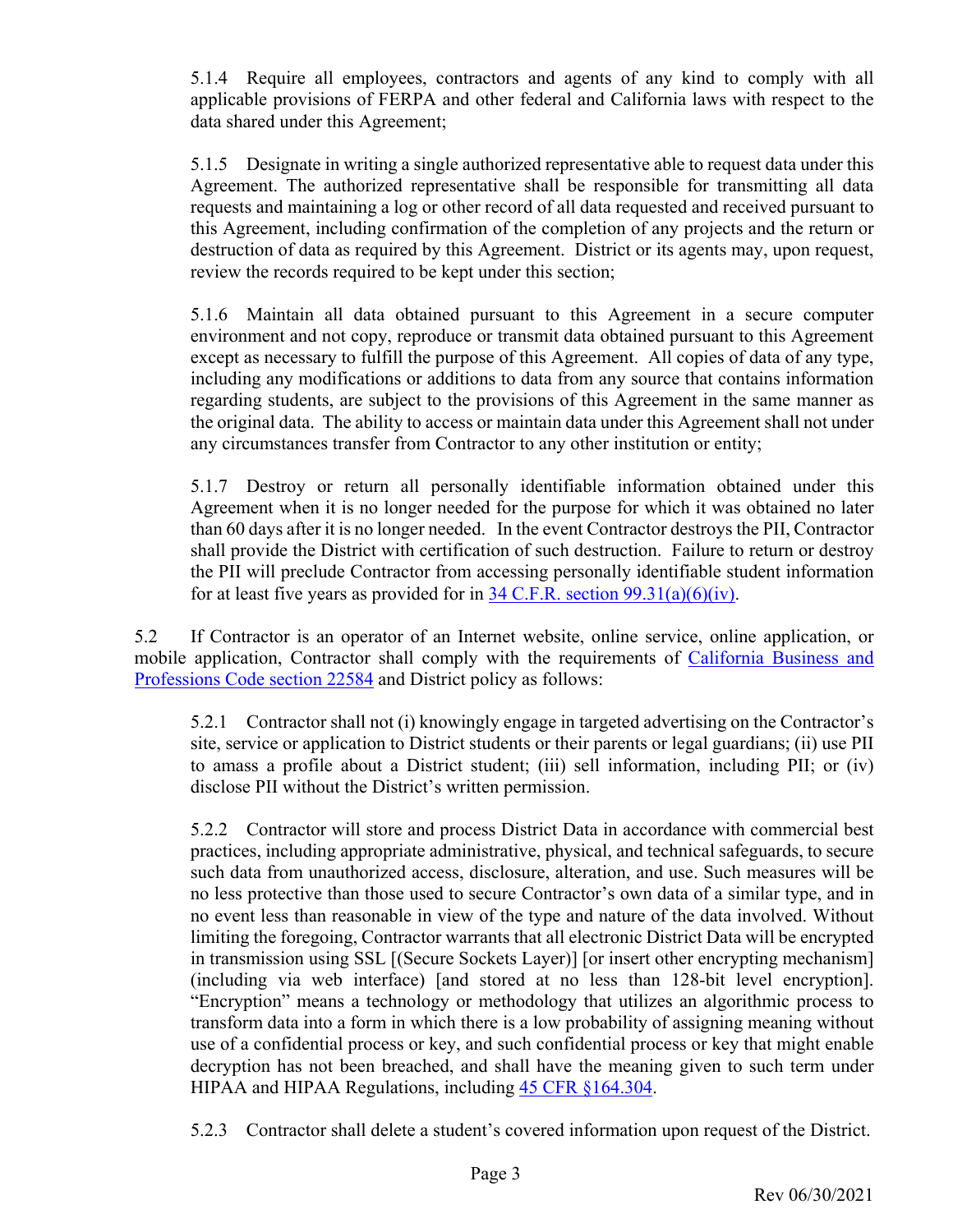5.1.4 Require all employees, contractors and agents of any kind to comply with all applicable provisions of FERPA and other federal and California laws with respect to the data shared under this Agreement;

5.1.5 Designate in writing a single authorized representative able to request data under this Agreement. The authorized representative shall be responsible for transmitting all data requests and maintaining a log or other record of all data requested and received pursuant to this Agreement, including confirmation of the completion of any projects and the return or destruction of data as required by this Agreement. District or its agents may, upon request, review the records required to be kept under this section;

5.1.6 Maintain all data obtained pursuant to this Agreement in a secure computer environment and not copy, reproduce or transmit data obtained pursuant to this Agreement except as necessary to fulfill the purpose of this Agreement. All copies of data of any type, including any modifications or additions to data from any source that contains information regarding students, are subject to the provisions of this Agreement in the same manner as the original data. The ability to access or maintain data under this Agreement shall not under any circumstances transfer from Contractor to any other institution or entity;

5.1.7 Destroy or return all personally identifiable information obtained under this Agreement when it is no longer needed for the purpose for which it was obtained no later than 60 days after it is no longer needed. In the event Contractor destroys the PII, Contractor shall provide the District with certification of such destruction. Failure to return or destroy the PII will preclude Contractor from accessing personally identifiable student information for at least five years as provided for in 34 C.F.R. section 99.31(a)(6)(iv).

5.2 If Contractor is an operator of an Internet website, online service, online application, or mobile application, Contractor shall comply with the requirements of California Business and Professions Code section 22584 and District policy as follows:

5.2.1 Contractor shall not (i) knowingly engage in targeted advertising on the Contractor's site, service or application to District students or their parents or legal guardians; (ii) use PII to amass a profile about a District student; (iii) sell information, including PII; or (iv) disclose PII without the District's written permission.

5.2.2 Contractor will store and process District Data in accordance with commercial best practices, including appropriate administrative, physical, and technical safeguards, to secure such data from unauthorized access, disclosure, alteration, and use. Such measures will be no less protective than those used to secure Contractor's own data of a similar type, and in no event less than reasonable in view of the type and nature of the data involved. Without limiting the foregoing, Contractor warrants that all electronic District Data will be encrypted in transmission using SSL [(Secure Sockets Layer)] [or insert other encrypting mechanism] (including via web interface) [and stored at no less than 128-bit level encryption]. "Encryption" means a technology or methodology that utilizes an algorithmic process to transform data into a form in which there is a low probability of assigning meaning without use of a confidential process or key, and such confidential process or key that might enable decryption has not been breached, and shall have the meaning given to such term under HIPAA and HIPAA Regulations, including 45 CFR §164.304.

5.2.3 Contractor shall delete a student's covered information upon request of the District.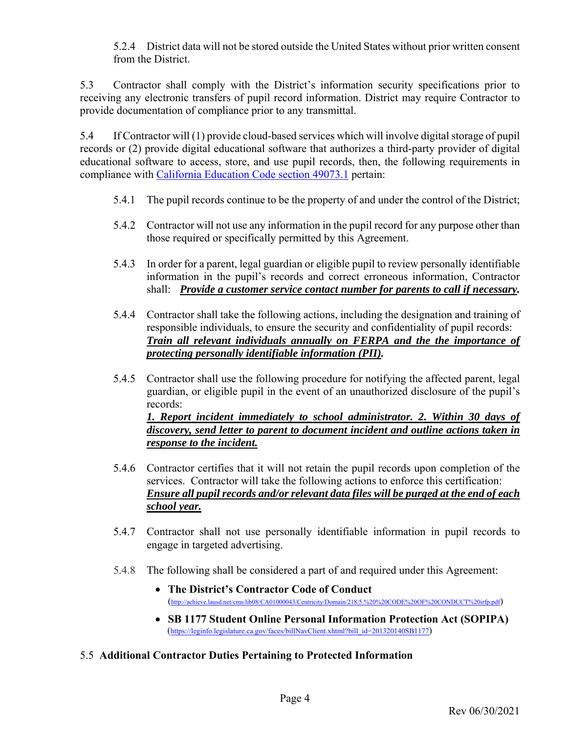5.2.4 District data will not be stored outside the United States without prior written consent from the District.

5.3 Contractor shall comply with the District's information security specifications prior to receiving any electronic transfers of pupil record information. District may require Contractor to provide documentation of compliance prior to any transmittal.

5.4 If Contractor will (1) provide cloud-based services which will involve digital storage of pupil records or (2) provide digital educational software that authorizes a third-party provider of digital educational software to access, store, and use pupil records, then, the following requirements in compliance with [California Education Code section 49073.1]() pertain:

5.4.1 The pupil records continue to be the property of and under the control of the District;

5.4.2 Contractor will not use any information in the pupil record for any purpose other than those required or specifically permitted by this Agreement.

5.4.3 In order for a parent, legal guardian or eligible pupil to review personally identifiable information in the pupil's records and correct erroneous information, Contractor shall: ***Provide a customer service contact number for parents to call if necessary.***

5.4.4 Contractor shall take the following actions, including the designation and training of responsible individuals, to ensure the security and confidentiality of pupil records: ***Train all relevant individuals annually on FERPA and the the importance of protecting personally identifiable information (PII).***

5.4.5 Contractor shall use the following procedure for notifying the affected parent, legal guardian, or eligible pupil in the event of an unauthorized disclosure of the pupil's records:
***1. Report incident immediately to school administrator. 2. Within 30 days of discovery, send letter to parent to document incident and outline actions taken in response to the incident.***

5.4.6 Contractor certifies that it will not retain the pupil records upon completion of the services. Contractor will take the following actions to enforce this certification: ***Ensure all pupil records and/or relevant data files will be purged at the end of each school year.***

5.4.7 Contractor shall not use personally identifiable information in pupil records to engage in targeted advertising.

5.4.8 The following shall be considered a part of and required under this Agreement:

- **The District's Contractor Code of Conduct** (http://achieve.lausd.net/cms/lib08/CA01000043/Centricity/Domain/218/5.%20%20CODE%20OF%20CONDUCT%20irfp.pdf)
- **SB 1177 Student Online Personal Information Protection Act (SOPIPA)** (https://leginfo.legislature.ca.gov/faces/billNavClient.xhtml?bill_id=201320140SB1177)

5.5 **Additional Contractor Duties Pertaining to Protected Information**

Rev 06/30/2021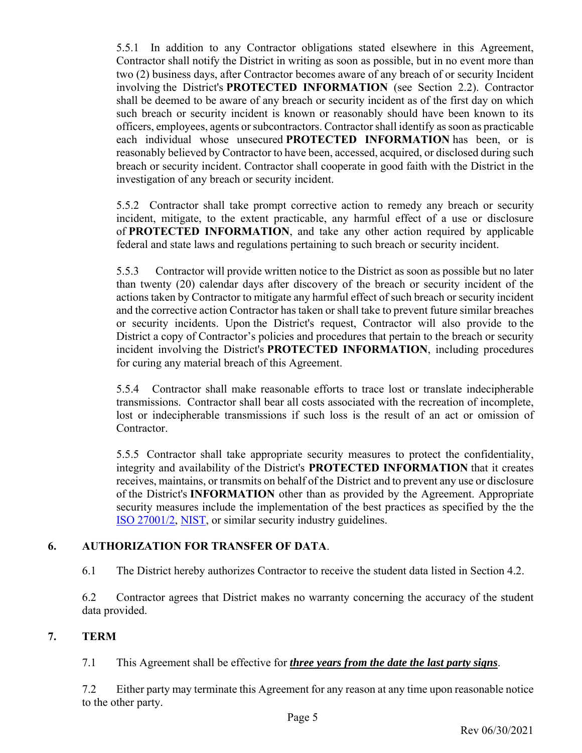5.5.1 In addition to any Contractor obligations stated elsewhere in this Agreement, Contractor shall notify the District in writing as soon as possible, but in no event more than two (2) business days, after Contractor becomes aware of any breach of or security Incident involving the District's **PROTECTED INFORMATION** (see Section 2.2). Contractor shall be deemed to be aware of any breach or security incident as of the first day on which such breach or security incident is known or reasonably should have been known to its officers, employees, agents or subcontractors. Contractor shall identify as soon as practicable each individual whose unsecured **PROTECTED INFORMATION** has been, or is reasonably believed by Contractor to have been, accessed, acquired, or disclosed during such breach or security incident. Contractor shall cooperate in good faith with the District in the investigation of any breach or security incident.

5.5.2 Contractor shall take prompt corrective action to remedy any breach or security incident, mitigate, to the extent practicable, any harmful effect of a use or disclosure of **PROTECTED INFORMATION**, and take any other action required by applicable federal and state laws and regulations pertaining to such breach or security incident.

5.5.3 Contractor will provide written notice to the District as soon as possible but no later than twenty (20) calendar days after discovery of the breach or security incident of the actions taken by Contractor to mitigate any harmful effect of such breach or security incident and the corrective action Contractor has taken or shall take to prevent future similar breaches or security incidents. Upon the District's request, Contractor will also provide to the District a copy of Contractor's policies and procedures that pertain to the breach or security incident involving the District's **PROTECTED INFORMATION**, including procedures for curing any material breach of this Agreement.

5.5.4 Contractor shall make reasonable efforts to trace lost or translate indecipherable transmissions. Contractor shall bear all costs associated with the recreation of incomplete, lost or indecipherable transmissions if such loss is the result of an act or omission of Contractor.

5.5.5 Contractor shall take appropriate security measures to protect the confidentiality, integrity and availability of the District's **PROTECTED INFORMATION** that it creates receives, maintains, or transmits on behalf of the District and to prevent any use or disclosure of the District's **INFORMATION** other than as provided by the Agreement. Appropriate security measures include the implementation of the best practices as specified by the the ISO 27001/2, NIST, or similar security industry guidelines.

## 6. AUTHORIZATION FOR TRANSFER OF DATA.

6.1 The District hereby authorizes Contractor to receive the student data listed in Section 4.2.

6.2 Contractor agrees that District makes no warranty concerning the accuracy of the student data provided.

## 7. TERM

7.1 This Agreement shall be effective for ***three years from the date the last party signs***.

7.2 Either party may terminate this Agreement for any reason at any time upon reasonable notice to the other party.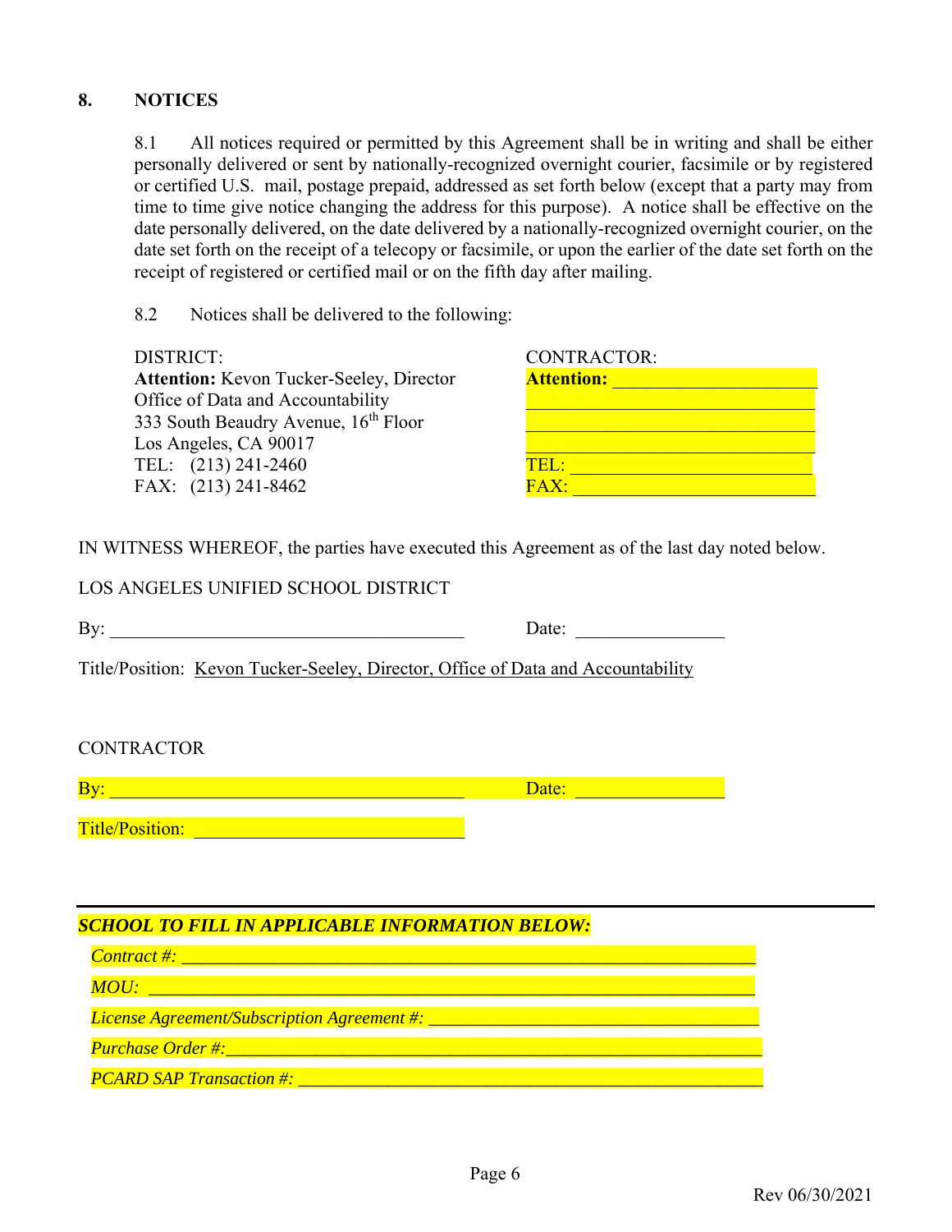## 8. NOTICES

8.1 All notices required or permitted by this Agreement shall be in writing and shall be either personally delivered or sent by nationally-recognized overnight courier, facsimile or by registered or certified U.S. mail, postage prepaid, addressed as set forth below (except that a party may from time to time give notice changing the address for this purpose). A notice shall be effective on the date personally delivered, on the date delivered by a nationally-recognized overnight courier, on the date set forth on the receipt of a telecopy or facsimile, or upon the earlier of the date set forth on the receipt of registered or certified mail or on the fifth day after mailing.

8.2 Notices shall be delivered to the following:

DISTRICT:
**Attention:** Kevon Tucker-Seeley, Director
Office of Data and Accountability
333 South Beaudry Avenue, 16th Floor
Los Angeles, CA 90017
TEL: (213) 241-2460
FAX: (213) 241-8462

CONTRACTOR:
**Attention:** ____________________
____________________
____________________
____________________
TEL: ____________________
FAX: ____________________

IN WITNESS WHEREOF, the parties have executed this Agreement as of the last day noted below.

LOS ANGELES UNIFIED SCHOOL DISTRICT

By: ______________________________ Date: ______________

Title/Position: Kevon Tucker-Seeley, Director, Office of Data and Accountability

CONTRACTOR

By: ______________________________ Date: ______________

Title/Position: ______________________________

---

***SCHOOL TO FILL IN APPLICABLE INFORMATION BELOW:***

*Contract #:* ______________________________

*MOU:* ______________________________

*License Agreement/Subscription Agreement #:* ______________________________

*Purchase Order #:* ______________________________

*PCARD SAP Transaction #:* ______________________________

Rev 06/30/2021